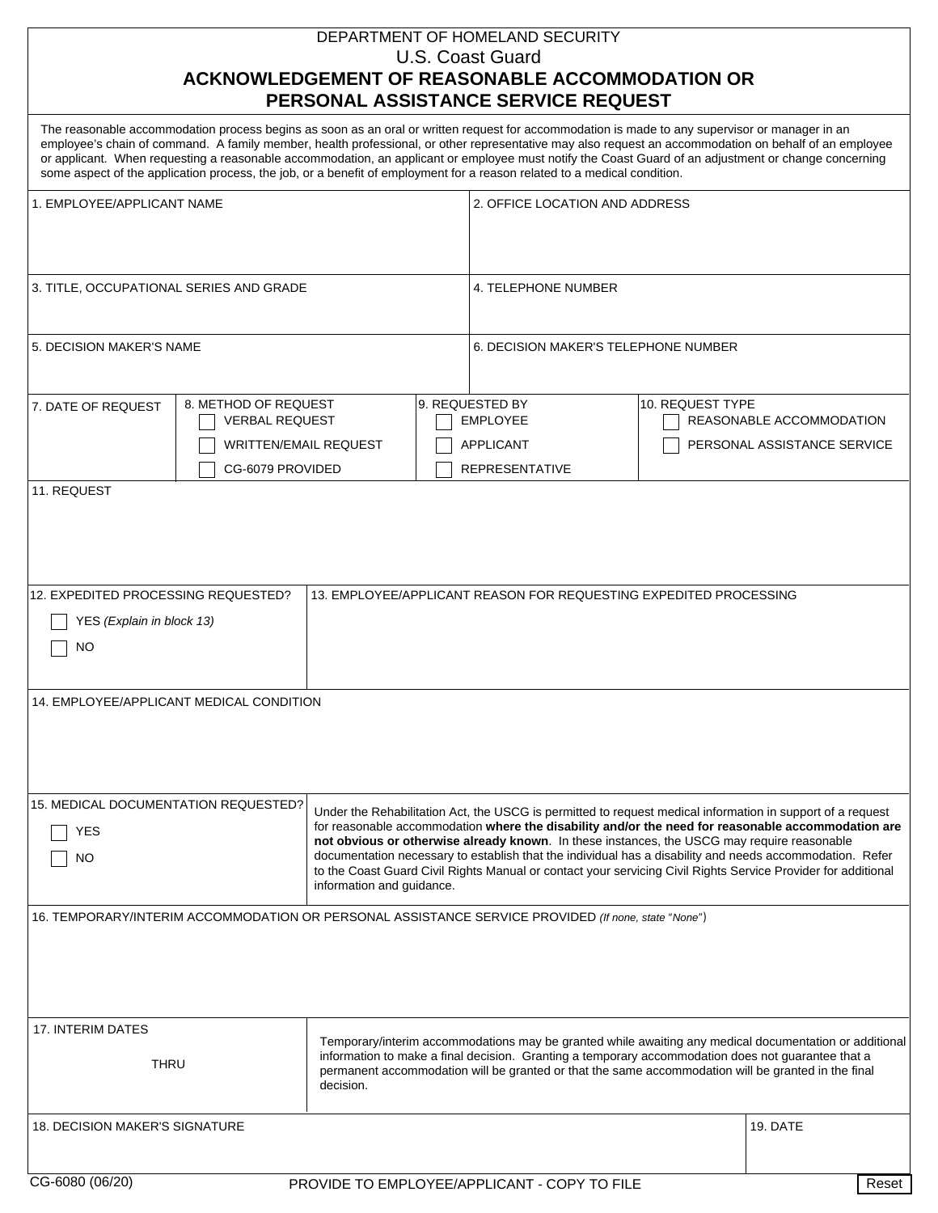DEPARTMENT OF HOMELAND SECURITY

U.S. Coast Guard

# ACKNOWLEDGEMENT OF REASONABLE ACCOMMODATION OR PERSONAL ASSISTANCE SERVICE REQUEST

The reasonable accommodation process begins as soon as an oral or written request for accommodation is made to any supervisor or manager in an employee's chain of command. A family member, health professional, or other representative may also request an accommodation on behalf of an employee or applicant. When requesting a reasonable accommodation, an applicant or employee must notify the Coast Guard of an adjustment or change concerning some aspect of the application process, the job, or a benefit of employment for a reason related to a medical condition.

| 1. EMPLOYEE/APPLICANT NAME | 2. OFFICE LOCATION AND ADDRESS |
|---|---|
| 3. TITLE, OCCUPATIONAL SERIES AND GRADE | 4. TELEPHONE NUMBER |
| 5. DECISION MAKER'S NAME | 6. DECISION MAKER'S TELEPHONE NUMBER |

| 7. DATE OF REQUEST | 8. METHOD OF REQUEST | 9. REQUESTED BY | 10. REQUEST TYPE |
|---|---|---|---|
| | ☐ VERBAL REQUEST | ☐ EMPLOYEE | ☐ REASONABLE ACCOMMODATION |
| | ☐ WRITTEN/EMAIL REQUEST | ☐ APPLICANT | ☐ PERSONAL ASSISTANCE SERVICE |
| | ☐ CG-6079 PROVIDED | ☐ REPRESENTATIVE | |

11. REQUEST

| 12. EXPEDITED PROCESSING REQUESTED? | 13. EMPLOYEE/APPLICANT REASON FOR REQUESTING EXPEDITED PROCESSING |
|---|---|
| ☐ YES *(Explain in block 13)* | |
| ☐ NO | |

14. EMPLOYEE/APPLICANT MEDICAL CONDITION

15. MEDICAL DOCUMENTATION REQUESTED?

☐ YES

☐ NO

Under the Rehabilitation Act, the USCG is permitted to request medical information in support of a request for reasonable accommodation **where the disability and/or the need for reasonable accommodation are not obvious or otherwise already known**. In these instances, the USCG may require reasonable documentation necessary to establish that the individual has a disability and needs accommodation. Refer to the Coast Guard Civil Rights Manual or contact your servicing Civil Rights Service Provider for additional information and guidance.

16. TEMPORARY/INTERIM ACCOMMODATION OR PERSONAL ASSISTANCE SERVICE PROVIDED *(If none, state "None")*

17. INTERIM DATES

THRU

Temporary/interim accommodations may be granted while awaiting any medical documentation or additional information to make a final decision. Granting a temporary accommodation does not guarantee that a permanent accommodation will be granted or that the same accommodation will be granted in the final decision.

| 18. DECISION MAKER'S SIGNATURE | 19. DATE |
|---|---|
| | |

CG-6080 (06/20)

PROVIDE TO EMPLOYEE/APPLICANT - COPY TO FILE

Reset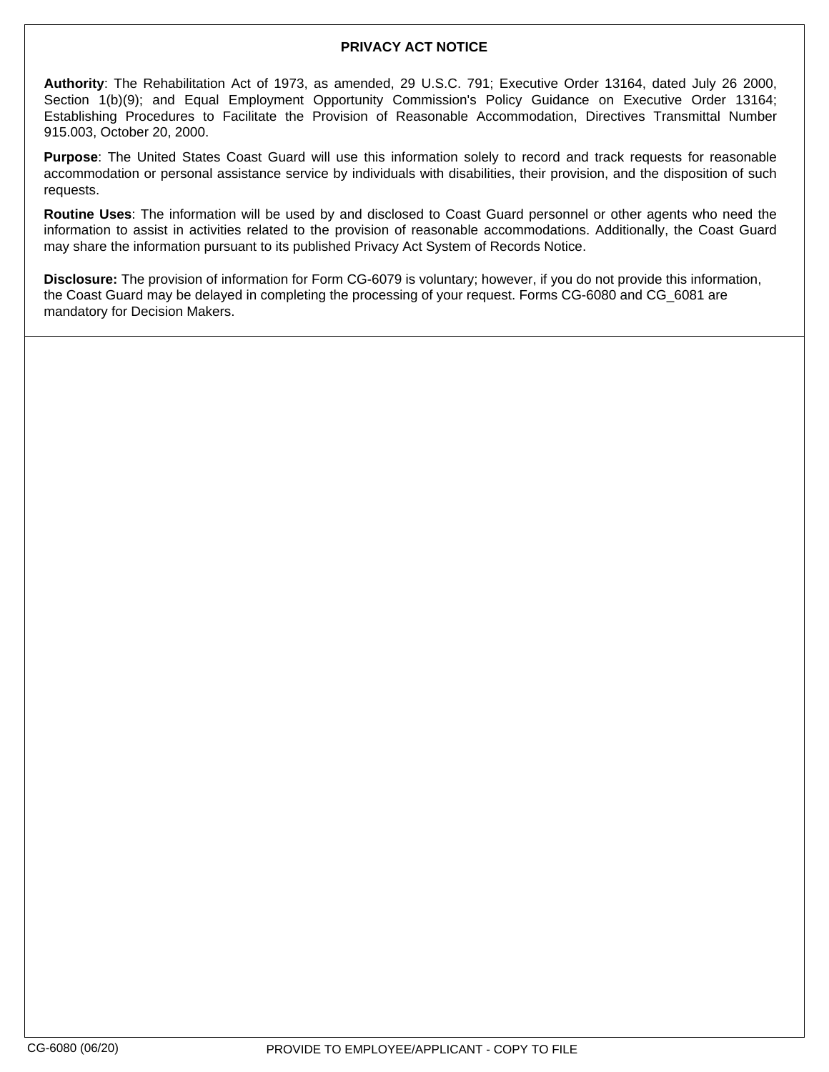## PRIVACY ACT NOTICE

**Authority**: The Rehabilitation Act of 1973, as amended, 29 U.S.C. 791; Executive Order 13164, dated July 26 2000, Section 1(b)(9); and Equal Employment Opportunity Commission's Policy Guidance on Executive Order 13164; Establishing Procedures to Facilitate the Provision of Reasonable Accommodation, Directives Transmittal Number 915.003, October 20, 2000.

**Purpose**: The United States Coast Guard will use this information solely to record and track requests for reasonable accommodation or personal assistance service by individuals with disabilities, their provision, and the disposition of such requests.

**Routine Uses**: The information will be used by and disclosed to Coast Guard personnel or other agents who need the information to assist in activities related to the provision of reasonable accommodations. Additionally, the Coast Guard may share the information pursuant to its published Privacy Act System of Records Notice.

**Disclosure:** The provision of information for Form CG-6079 is voluntary; however, if you do not provide this information, the Coast Guard may be delayed in completing the processing of your request. Forms CG-6080 and CG_6081 are mandatory for Decision Makers.

CG-6080 (06/20) PROVIDE TO EMPLOYEE/APPLICANT - COPY TO FILE